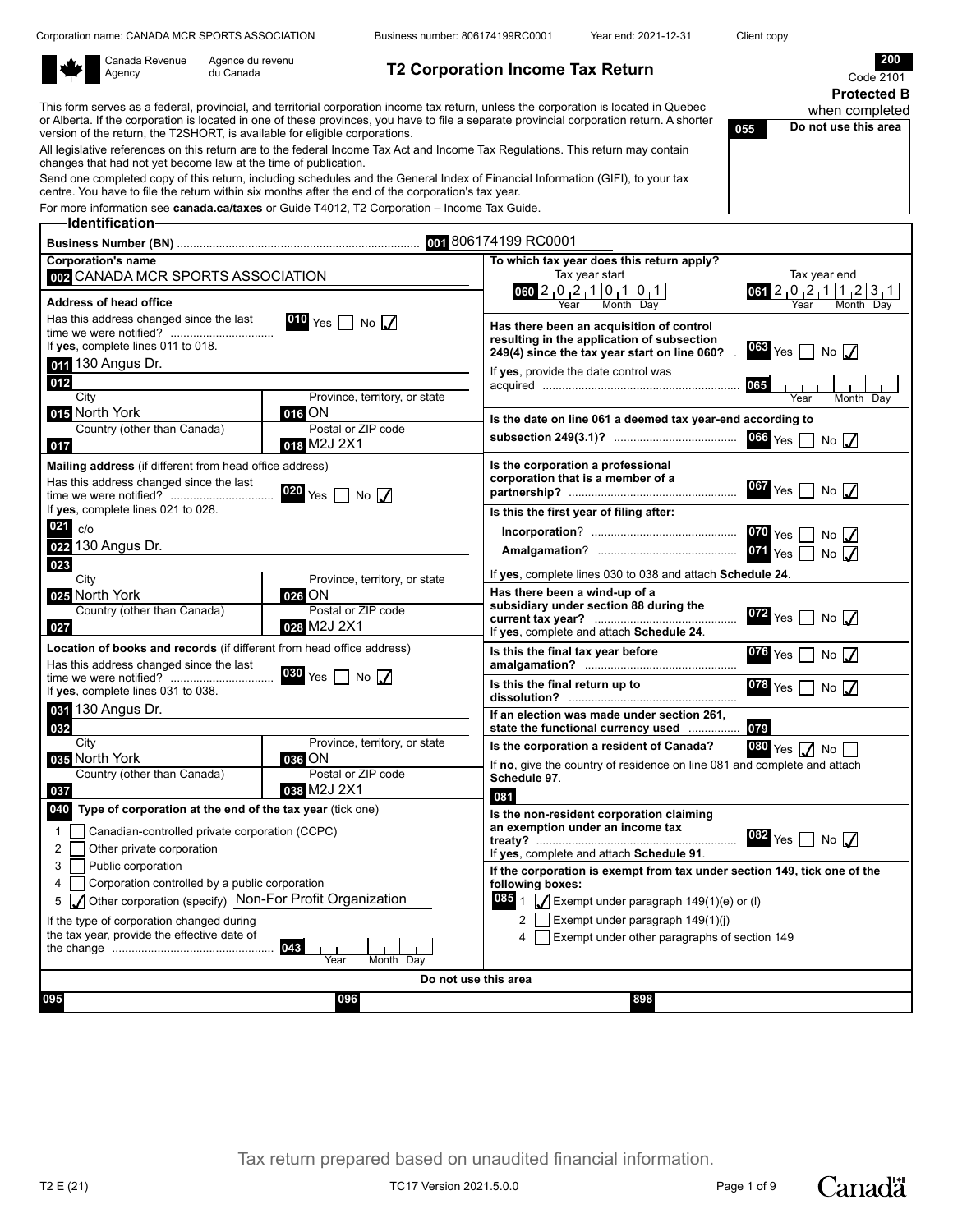Canada Revenue Agency / Agence du revenu du Canada

# T2 Corporation Income Tax Return

**200**
Code 2101

**Protected B** when completed

**055** Do not use this area

This form serves as a federal, provincial, and territorial corporation income tax return, unless the corporation is located in Quebec or Alberta. If the corporation is located in one of these provinces, you have to file a separate provincial corporation return. A shorter version of the return, the T2SHORT, is available for eligible corporations.

All legislative references on this return are to the federal Income Tax Act and Income Tax Regulations. This return may contain changes that had not yet become law at the time of publication.

Send one completed copy of this return, including schedules and the General Index of Financial Information (GIFI), to your tax centre. You have to file the return within six months after the end of the corporation's tax year.

For more information see **canada.ca/taxes** or Guide T4012, T2 Corporation – Income Tax Guide.

## Identification

**Business Number (BN)** ..... **001** 806174199 RC0001

**Corporation's name**
**002** CANADA MCR SPORTS ASSOCIATION

**Address of head office**
Has this address changed since the last time we were notified? ..... **010** Yes ☐ No ☑
If **yes**, complete lines 011 to 018.
**011** 130 Angus Dr.
**012**
City: **015** North York — Province, territory, or state: **016** ON
Country (other than Canada): **017** — Postal or ZIP code: **018** M2J 2X1

**Mailing address** (if different from head office address)
Has this address changed since the last time we were notified? ..... **020** Yes ☐ No ☑
If **yes**, complete lines 021 to 028.
**021** c/o
**022** 130 Angus Dr.
**023**
City: **025** North York — Province, territory, or state: **026** ON
Country (other than Canada): **027** — Postal or ZIP code: **028** M2J 2X1

**Location of books and records** (if different from head office address)
Has this address changed since the last time we were notified? ..... **030** Yes ☐ No ☑
If **yes**, complete lines 031 to 038.
**031** 130 Angus Dr.
**032**
City: **035** North York — Province, territory, or state: **036** ON
Country (other than Canada): **037** — Postal or ZIP code: **038** M2J 2X1

**040** **Type of corporation at the end of the tax year** (tick one)
1 ☐ Canadian-controlled private corporation (CCPC)
2 ☐ Other private corporation
3 ☐ Public corporation
4 ☐ Corporation controlled by a public corporation
5 ☑ Other corporation (specify) Non-For Profit Organization

If the type of corporation changed during the tax year, provide the effective date of the change ..... **043** (Year Month Day)

**To which tax year does this return apply?**
Tax year start **060** 2021-01-01 — Tax year end **061** 2021-12-31

**Has there been an acquisition of control resulting in the application of subsection 249(4) since the tax year start on line 060?** ..... **063** Yes ☐ No ☑
If **yes**, provide the date control was acquired ..... **065** (Year Month Day)

**Is the date on line 061 a deemed tax year-end according to subsection 249(3.1)?** ..... **066** Yes ☐ No ☑

**Is the corporation a professional corporation that is a member of a partnership?** ..... **067** Yes ☐ No ☑

**Is this the first year of filing after:**
**Incorporation**? ..... **070** Yes ☐ No ☑
**Amalgamation**? ..... **071** Yes ☐ No ☑
If **yes**, complete lines 030 to 038 and attach **Schedule 24**.

**Has there been a wind-up of a subsidiary under section 88 during the current tax year?** ..... **072** Yes ☐ No ☑
If **yes**, complete and attach **Schedule 24**.

**Is this the final tax year before amalgamation?** ..... **076** Yes ☐ No ☑

**Is this the final return up to dissolution?** ..... **078** Yes ☐ No ☑

**If an election was made under section 261, state the functional currency used** ..... **079**

**Is the corporation a resident of Canada?** **080** Yes ☑ No ☐
If **no**, give the country of residence on line 081 and complete and attach **Schedule 97**.
**081**

**Is the non-resident corporation claiming an exemption under an income tax treaty?** ..... **082** Yes ☐ No ☑
If **yes**, complete and attach **Schedule 91**.

**If the corporation is exempt from tax under section 149, tick one of the following boxes:**
**085** 1 ☑ Exempt under paragraph 149(1)(e) or (l)
2 ☐ Exempt under paragraph 149(1)(j)
4 ☐ Exempt under other paragraphs of section 149

**Do not use this area**
**095** **096** **898**

Tax return prepared based on unaudited financial information.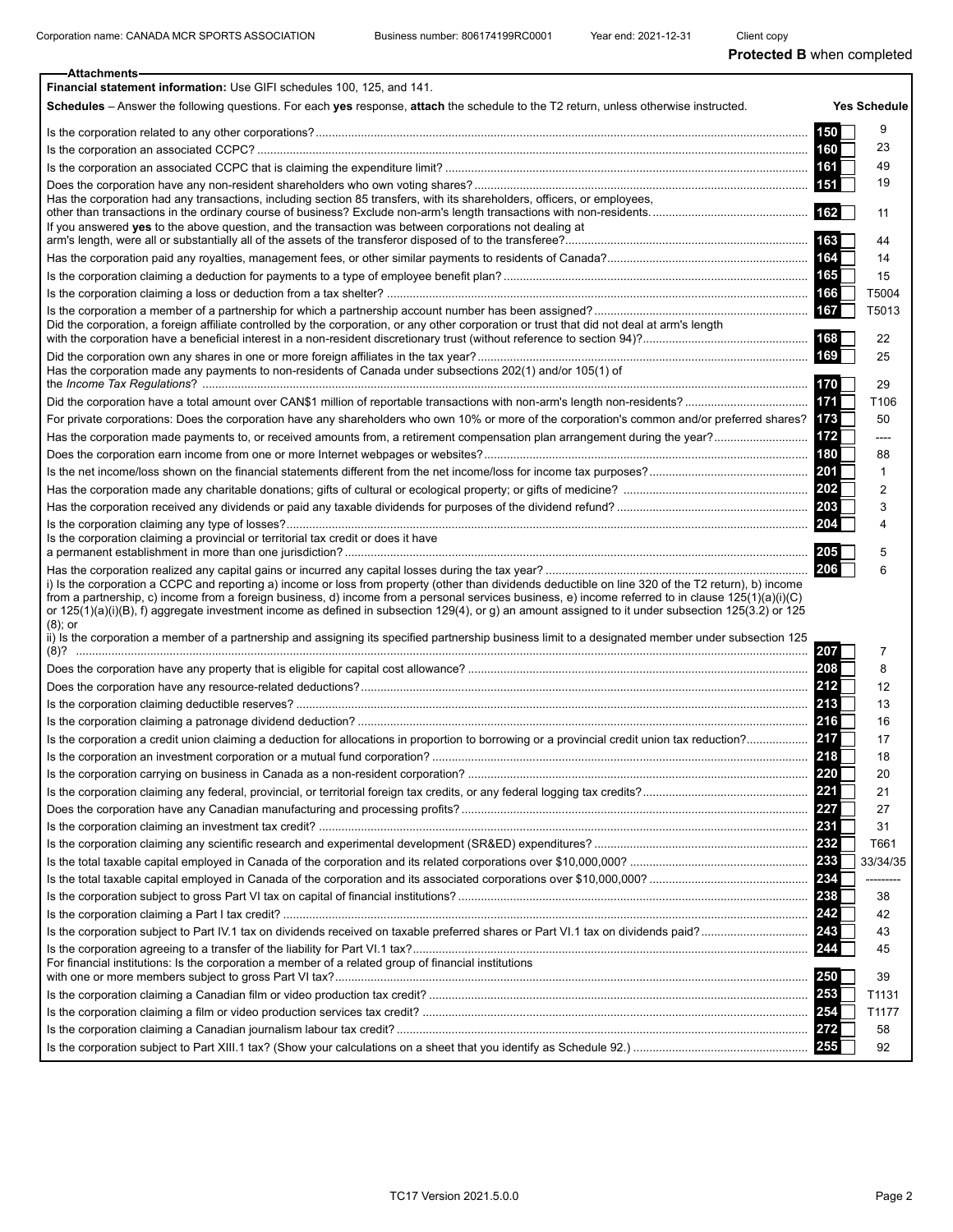Corporation name: CANADA MCR SPORTS ASSOCIATION Business number: 806174199RC0001 Year end: 2021-12-31 Client copy

**Protected B** when completed

## Attachments

**Financial statement information:** Use GIFI schedules 100, 125, and 141.

**Schedules** – Answer the following questions. For each **yes** response, **attach** the schedule to the T2 return, unless otherwise instructed.

| Question | Line | Yes | Schedule |
|---|---|---|---|
| Is the corporation related to any other corporations? | 150 | | 9 |
| Is the corporation an associated CCPC? | 160 | | 23 |
| Is the corporation an associated CCPC that is claiming the expenditure limit? | 161 | | 49 |
| Does the corporation have any non-resident shareholders who own voting shares? | 151 | | 19 |
| Has the corporation had any transactions, including section 85 transfers, with its shareholders, officers, or employees, other than transactions in the ordinary course of business? Exclude non-arm's length transactions with non-residents. | 162 | | 11 |
| If you answered **yes** to the above question, and the transaction was between corporations not dealing at arm's length, were all or substantially all of the assets of the transferor disposed of to the transferee? | 163 | | 44 |
| Has the corporation paid any royalties, management fees, or other similar payments to residents of Canada? | 164 | | 14 |
| Is the corporation claiming a deduction for payments to a type of employee benefit plan? | 165 | | 15 |
| Is the corporation claiming a loss or deduction from a tax shelter? | 166 | | T5004 |
| Is the corporation a member of a partnership for which a partnership account number has been assigned? | 167 | | T5013 |
| Did the corporation, a foreign affiliate controlled by the corporation, or any other corporation or trust that did not deal at arm's length with the corporation have a beneficial interest in a non-resident discretionary trust (without reference to section 94)? | 168 | | 22 |
| Did the corporation own any shares in one or more foreign affiliates in the tax year? | 169 | | 25 |
| Has the corporation made any payments to non-residents of Canada under subsections 202(1) and/or 105(1) of the *Income Tax Regulations*? | 170 | | 29 |
| Did the corporation have a total amount over CAN$1 million of reportable transactions with non-arm's length non-residents? | 171 | | T106 |
| For private corporations: Does the corporation have any shareholders who own 10% or more of the corporation's common and/or preferred shares? | 173 | | 50 |
| Has the corporation made payments to, or received amounts from, a retirement compensation plan arrangement during the year? | 172 | | ---- |
| Does the corporation earn income from one or more Internet webpages or websites? | 180 | | 88 |
| Is the net income/loss shown on the financial statements different from the net income/loss for income tax purposes? | 201 | | 1 |
| Has the corporation made any charitable donations; gifts of cultural or ecological property; or gifts of medicine? | 202 | | 2 |
| Has the corporation received any dividends or paid any taxable dividends for purposes of the dividend refund? | 203 | | 3 |
| Is the corporation claiming any type of losses? | 204 | | 4 |
| Is the corporation claiming a provincial or territorial tax credit or does it have a permanent establishment in more than one jurisdiction? | 205 | | 5 |
| Has the corporation realized any capital gains or incurred any capital losses during the tax year? | 206 | | 6 |
| i) Is the corporation a CCPC and reporting a) income or loss from property (other than dividends deductible on line 320 of the T2 return), b) income from a partnership, c) income from a foreign business, d) income from a personal services business, e) income referred to in clause 125(1)(a)(i)(C) or 125(1)(a)(i)(B), f) aggregate investment income as defined in subsection 129(4), or g) an amount assigned to it under subsection 125(3.2) or 125 (8); or<br>ii) Is the corporation a member of a partnership and assigning its specified partnership business limit to a designated member under subsection 125 (8)? | 207 | | 7 |
| Does the corporation have any property that is eligible for capital cost allowance? | 208 | | 8 |
| Does the corporation have any resource-related deductions? | 212 | | 12 |
| Is the corporation claiming deductible reserves? | 213 | | 13 |
| Is the corporation claiming a patronage dividend deduction? | 216 | | 16 |
| Is the corporation a credit union claiming a deduction for allocations in proportion to borrowing or a provincial credit union tax reduction? | 217 | | 17 |
| Is the corporation an investment corporation or a mutual fund corporation? | 218 | | 18 |
| Is the corporation carrying on business in Canada as a non-resident corporation? | 220 | | 20 |
| Is the corporation claiming any federal, provincial, or territorial foreign tax credits, or any federal logging tax credits? | 221 | | 21 |
| Does the corporation have any Canadian manufacturing and processing profits? | 227 | | 27 |
| Is the corporation claiming an investment tax credit? | 231 | | 31 |
| Is the corporation claiming any scientific research and experimental development (SR&ED) expenditures? | 232 | | T661 |
| Is the total taxable capital employed in Canada of the corporation and its related corporations over $10,000,000? | 233 | | 33/34/35 |
| Is the total taxable capital employed in Canada of the corporation and its associated corporations over $10,000,000? | 234 | | --------- |
| Is the corporation subject to gross Part VI tax on capital of financial institutions? | 238 | | 38 |
| Is the corporation claiming a Part I tax credit? | 242 | | 42 |
| Is the corporation subject to Part IV.1 tax on dividends received on taxable preferred shares or Part VI.1 tax on dividends paid? | 243 | | 43 |
| Is the corporation agreeing to a transfer of the liability for Part VI.1 tax? | 244 | | 45 |
| For financial institutions: Is the corporation a member of a related group of financial institutions with one or more members subject to gross Part VI tax? | 250 | | 39 |
| Is the corporation claiming a Canadian film or video production tax credit? | 253 | | T1131 |
| Is the corporation claiming a film or video production services tax credit? | 254 | | T1177 |
| Is the corporation claiming a Canadian journalism labour tax credit? | 272 | | 58 |
| Is the corporation subject to Part XIII.1 tax? (Show your calculations on a sheet that you identify as Schedule 92.) | 255 | | 92 |

TC17 Version 2021.5.0.0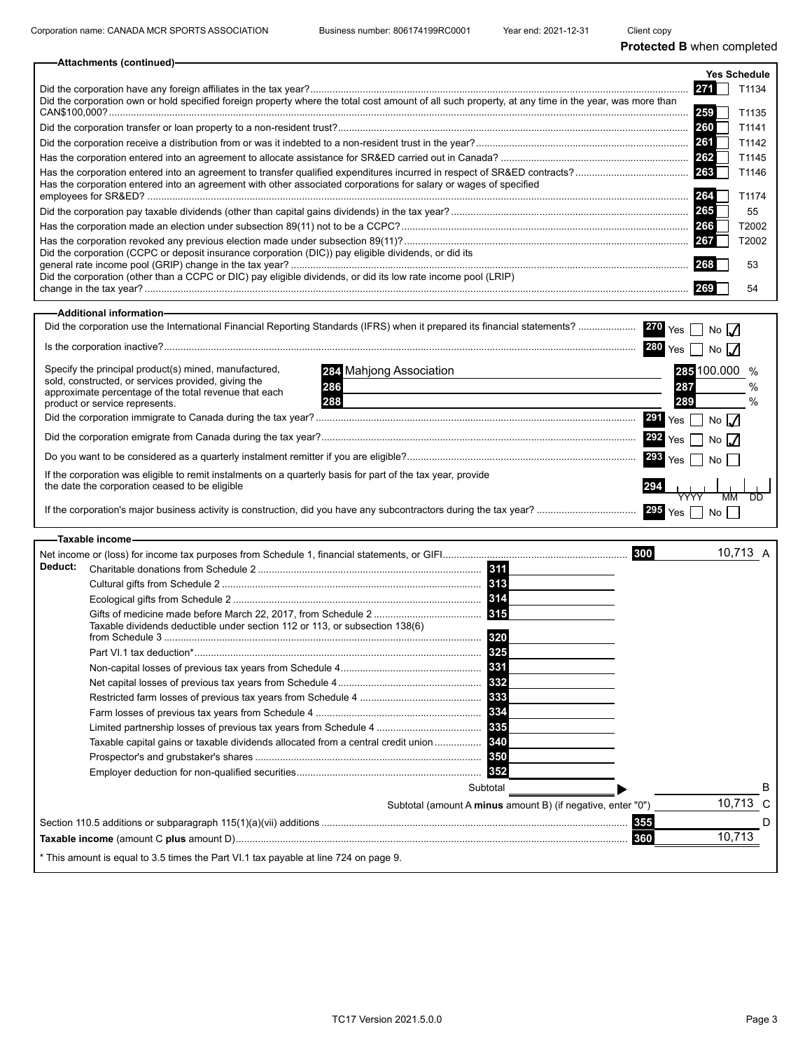Corporation name: CANADA MCR SPORTS ASSOCIATION | Business number: 806174199RC0001 | Year end: 2021-12-31 | Client copy

**Protected B** when completed

## Attachments (continued)

| | Line | Yes | Schedule |
|---|---|---|---|
| Did the corporation have any foreign affiliates in the tax year? | 271 | | T1134 |
| Did the corporation own or hold specified foreign property where the total cost amount of all such property, at any time in the year, was more than CAN$100,000? | 259 | | T1135 |
| Did the corporation transfer or loan property to a non-resident trust? | 260 | | T1141 |
| Did the corporation receive a distribution from or was it indebted to a non-resident trust in the year? | 261 | | T1142 |
| Has the corporation entered into an agreement to allocate assistance for SR&ED carried out in Canada? | 262 | | T1145 |
| Has the corporation entered into an agreement to transfer qualified expenditures incurred in respect of SR&ED contracts? | 263 | | T1146 |
| Has the corporation entered into an agreement with other associated corporations for salary or wages of specified employees for SR&ED? | 264 | | T1174 |
| Did the corporation pay taxable dividends (other than capital gains dividends) in the tax year? | 265 | | 55 |
| Has the corporation made an election under subsection 89(11) not to be a CCPC? | 266 | | T2002 |
| Has the corporation revoked any previous election made under subsection 89(11)? | 267 | | T2002 |
| Did the corporation (CCPC or deposit insurance corporation (DIC)) pay eligible dividends, or did its general rate income pool (GRIP) change in the tax year? | 268 | | 53 |
| Did the corporation (other than a CCPC or DIC) pay eligible dividends, or did its low rate income pool (LRIP) change in the tax year? | 269 | | 54 |

## Additional information

Did the corporation use the International Financial Reporting Standards (IFRS) when it prepared its financial statements? **270** Yes ☐ No ☑

Is the corporation inactive? **280** Yes ☐ No ☑

Specify the principal product(s) mined, manufactured, sold, constructed, or services provided, giving the approximate percentage of the total revenue that each product or service represents.

| | Product or service | | % |
|---|---|---|---|
| 284 | Mahjong Association | 285 | 100.000 % |
| 286 | | 287 | % |
| 288 | | 289 | % |

Did the corporation immigrate to Canada during the tax year? **291** Yes ☐ No ☑

Did the corporation emigrate from Canada during the tax year? **292** Yes ☐ No ☑

Do you want to be considered as a quarterly instalment remitter if you are eligible? **293** Yes ☐ No ☐

If the corporation was eligible to remit instalments on a quarterly basis for part of the tax year, provide the date the corporation ceased to be eligible **294** YYYY MM DD

If the corporation's major business activity is construction, did you have any subcontractors during the tax year? **295** Yes ☐ No ☐

## Taxable income

| | Line | Amount | | |
|---|---|---|---|---|
| Net income or (loss) for income tax purposes from Schedule 1, financial statements, or GIFI | | | 300 | 10,713 A |
| **Deduct:** Charitable donations from Schedule 2 | 311 | | | |
| Cultural gifts from Schedule 2 | 313 | | | |
| Ecological gifts from Schedule 2 | 314 | | | |
| Gifts of medicine made before March 22, 2017, from Schedule 2 | 315 | | | |
| Taxable dividends deductible under section 112 or 113, or subsection 138(6) from Schedule 3 | 320 | | | |
| Part VI.1 tax deduction* | 325 | | | |
| Non-capital losses of previous tax years from Schedule 4 | 331 | | | |
| Net capital losses of previous tax years from Schedule 4 | 332 | | | |
| Restricted farm losses of previous tax years from Schedule 4 | 333 | | | |
| Farm losses of previous tax years from Schedule 4 | 334 | | | |
| Limited partnership losses of previous tax years from Schedule 4 | 335 | | | |
| Taxable capital gains or taxable dividends allocated from a central credit union | 340 | | | |
| Prospector's and grubstaker's shares | 350 | | | |
| Employer deduction for non-qualified securities | 352 | | | |
| Subtotal | | | | B |
| Subtotal (amount A **minus** amount B) (if negative, enter "0") | | | | 10,713 C |
| Section 110.5 additions or subparagraph 115(1)(a)(vii) additions | | | 355 | D |
| **Taxable income** (amount C **plus** amount D) | | | 360 | 10,713 |

\* This amount is equal to 3.5 times the Part VI.1 tax payable at line 724 on page 9.

TC17 Version 2021.5.0.0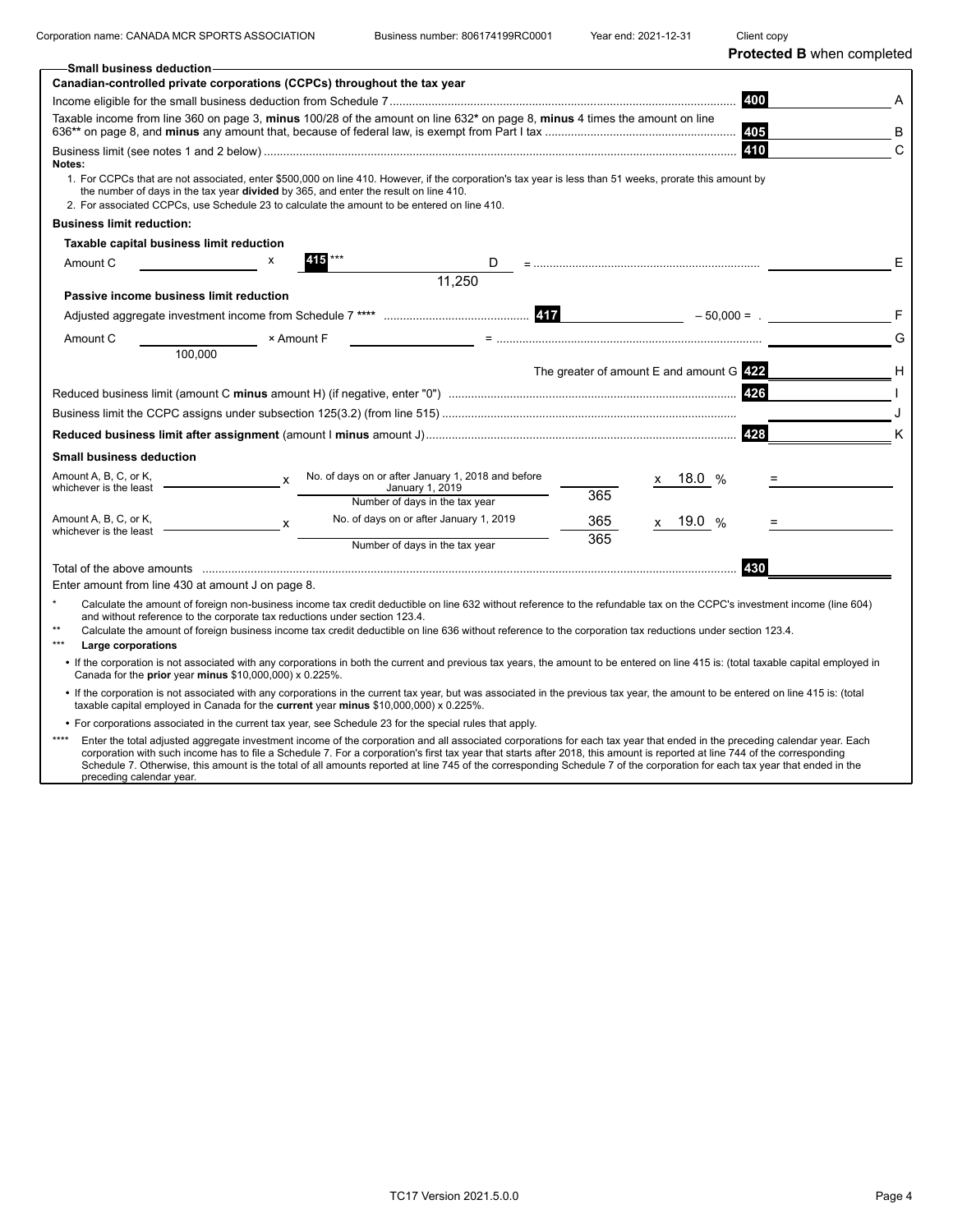Corporation name: CANADA MCR SPORTS ASSOCIATION | Business number: 806174199RC0001 | Year end: 2021-12-31 | Client copy

**Protected B** when completed

## Small business deduction

### Canadian-controlled private corporations (CCPCs) throughout the tax year

| Description | Line | Amount | |
|---|---|---|---|
| Income eligible for the small business deduction from Schedule 7 | 400 | | A |
| Taxable income from line 360 on page 3, **minus** 100/28 of the amount on line 632* on page 8, **minus** 4 times the amount on line 636** on page 8, and **minus** any amount that, because of federal law, is exempt from Part I tax | 405 | | B |
| Business limit (see notes 1 and 2 below) | 410 | | C |

**Notes:**

1. For CCPCs that are not associated, enter $500,000 on line 410. However, if the corporation's tax year is less than 51 weeks, prorate this amount by the number of days in the tax year **divided** by 365, and enter the result on line 410.
2. For associated CCPCs, use Schedule 23 to calculate the amount to be entered on line 410.

### Business limit reduction:

**Taxable capital business limit reduction**

Amount C ______ x (415*** ______ D) / 11,250 = ______ E

**Passive income business limit reduction**

Adjusted aggregate investment income from Schedule 7 **** 417 ______ – 50,000 = ______ F

(Amount C ______ / 100,000) × Amount F ______ = ______ G

| Description | Line | Amount | |
|---|---|---|---|
| The greater of amount E and amount G | 422 | | H |
| Reduced business limit (amount C **minus** amount H) (if negative, enter "0") | 426 | | I |
| Business limit the CCPC assigns under subsection 125(3.2) (from line 515) | | | J |
| **Reduced business limit after assignment** (amount I **minus** amount J) | 428 | | K |

### Small business deduction

Amount A, B, C, or K, whichever is the least ______ x (No. of days on or after January 1, 2018 and before January 1, 2019 ______ / Number of days in the tax year 365) x 18.0 % = ______

Amount A, B, C, or K, whichever is the least ______ x (No. of days on or after January 1, 2019 365 / Number of days in the tax year 365) x 19.0 % = ______

Total of the above amounts ...... 430 ______

Enter amount from line 430 at amount J on page 8.

\* Calculate the amount of foreign non-business income tax credit deductible on line 632 without reference to the refundable tax on the CCPC's investment income (line 604) and without reference to the corporate tax reductions under section 123.4.

\** Calculate the amount of foreign business income tax credit deductible on line 636 without reference to the corporation tax reductions under section 123.4.

\*** **Large corporations**

- If the corporation is not associated with any corporations in both the current and previous tax years, the amount to be entered on line 415 is: (total taxable capital employed in Canada for the **prior** year **minus** $10,000,000) x 0.225%.
- If the corporation is not associated with any corporations in the current tax year, but was associated in the previous tax year, the amount to be entered on line 415 is: (total taxable capital employed in Canada for the **current** year **minus** $10,000,000) x 0.225%.
- For corporations associated in the current tax year, see Schedule 23 for the special rules that apply.

\**** Enter the total adjusted aggregate investment income of the corporation and all associated corporations for each tax year that ended in the preceding calendar year. Each corporation with such income has to file a Schedule 7. For a corporation's first tax year that starts after 2018, this amount is reported at line 744 of the corresponding Schedule 7. Otherwise, this amount is the total of all amounts reported at line 745 of the corresponding Schedule 7 of the corporation for each tax year that ended in the preceding calendar year.

TC17 Version 2021.5.0.0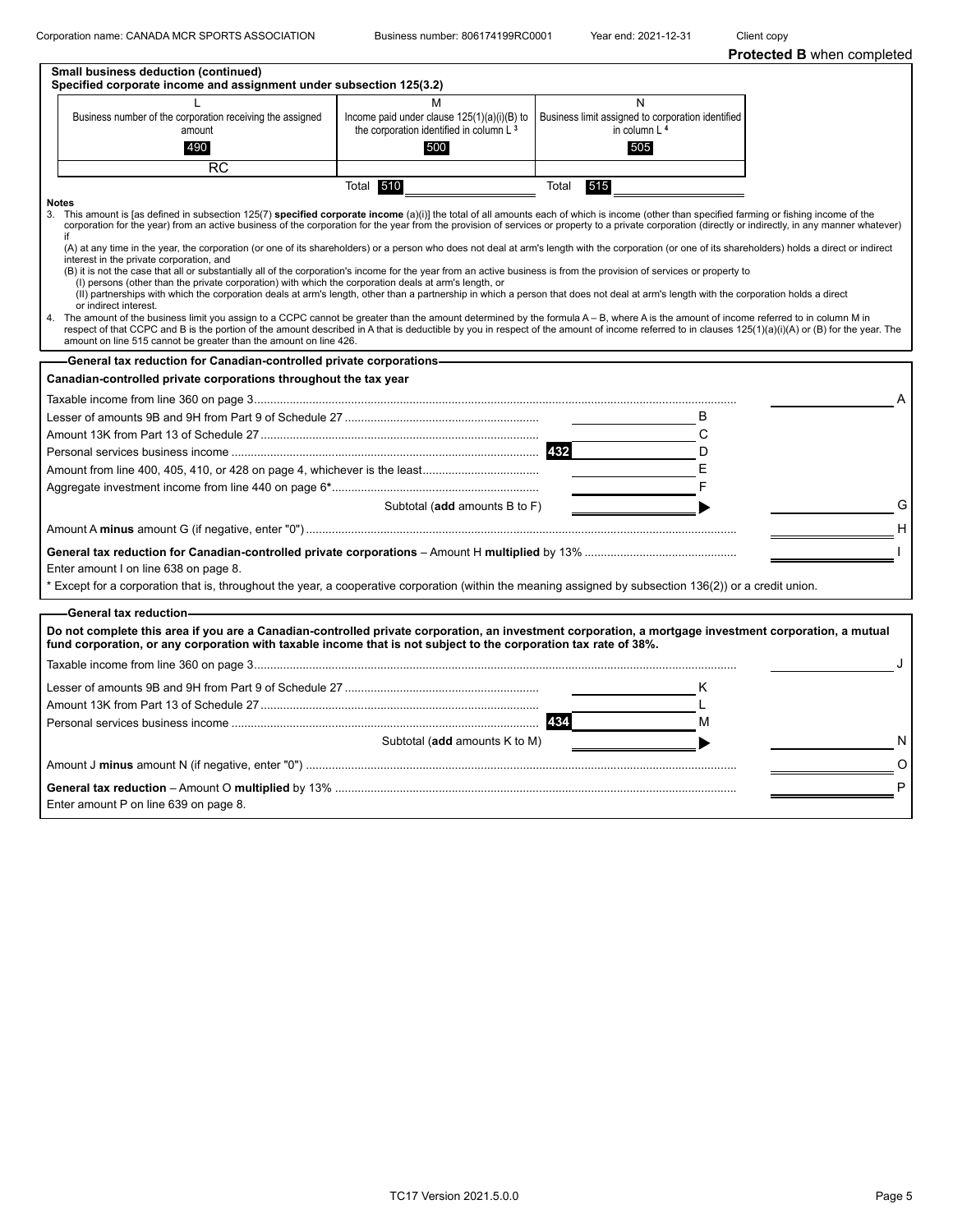Corporation name: CANADA MCR SPORTS ASSOCIATION  Business number: 806174199RC0001  Year end: 2021-12-31  Client copy

**Protected B** when completed

**Small business deduction (continued)**

**Specified corporate income and assignment under subsection 125(3.2)**

| L<br>Business number of the corporation receiving the assigned amount<br>490 | M<br>Income paid under clause 125(1)(a)(i)(B) to the corporation identified in column L [3]<br>500 | N<br>Business limit assigned to corporation identified in column L [4]<br>505 |
|---|---|---|
| RC | | |
| | Total 510 | Total 515 |

**Notes**

3. This amount is [as defined in subsection 125(7) **specified corporate income** (a)(i)] the total of all amounts each of which is income (other than specified farming or fishing income of the corporation for the year) from an active business of the corporation for the year from the provision of services or property to a private corporation (directly or indirectly, in any manner whatever) if
   (A) at any time in the year, the corporation (or one of its shareholders) or a person who does not deal at arm's length with the corporation (or one of its shareholders) holds a direct or indirect interest in the private corporation, and
   (B) it is not the case that all or substantially all of the corporation's income for the year from an active business is from the provision of services or property to
   (I) persons (other than the private corporation) with which the corporation deals at arm's length, or
   (II) partnerships with which the corporation deals at arm's length, other than a partnership in which a person that does not deal at arm's length with the corporation holds a direct or indirect interest.
4. The amount of the business limit you assign to a CCPC cannot be greater than the amount determined by the formula A – B, where A is the amount of income referred to in column M in respect of that CCPC and B is the portion of the amount described in A that is deductible by you in respect of the amount of income referred to in clauses 125(1)(a)(i)(A) or (B) for the year. The amount on line 515 cannot be greater than the amount on line 426.

**General tax reduction for Canadian-controlled private corporations**

**Canadian-controlled private corporations throughout the tax year**

| | | | |
|---|---|---|---|
| Taxable income from line 360 on page 3 | | | A |
| Lesser of amounts 9B and 9H from Part 9 of Schedule 27 | | B | |
| Amount 13K from Part 13 of Schedule 27 | | C | |
| Personal services business income | 432 | D | |
| Amount from line 400, 405, 410, or 428 on page 4, whichever is the least | | E | |
| Aggregate investment income from line 440 on page 6* | | F | |
| Subtotal (**add** amounts B to F) | | ▶ | G |
| Amount A **minus** amount G (if negative, enter "0") | | | H |
| **General tax reduction for Canadian-controlled private corporations** – Amount H **multiplied** by 13% | | | I |

Enter amount I on line 638 on page 8.

\* Except for a corporation that is, throughout the year, a cooperative corporation (within the meaning assigned by subsection 136(2)) or a credit union.

**General tax reduction**

**Do not complete this area if you are a Canadian-controlled private corporation, an investment corporation, a mortgage investment corporation, a mutual fund corporation, or any corporation with taxable income that is not subject to the corporation tax rate of 38%.**

| | | | |
|---|---|---|---|
| Taxable income from line 360 on page 3 | | | J |
| Lesser of amounts 9B and 9H from Part 9 of Schedule 27 | | K | |
| Amount 13K from Part 13 of Schedule 27 | | L | |
| Personal services business income | 434 | M | |
| Subtotal (**add** amounts K to M) | | ▶ | N |
| Amount J **minus** amount N (if negative, enter "0") | | | O |
| **General tax reduction** – Amount O **multiplied** by 13% | | | P |

Enter amount P on line 639 on page 8.

TC17 Version 2021.5.0.0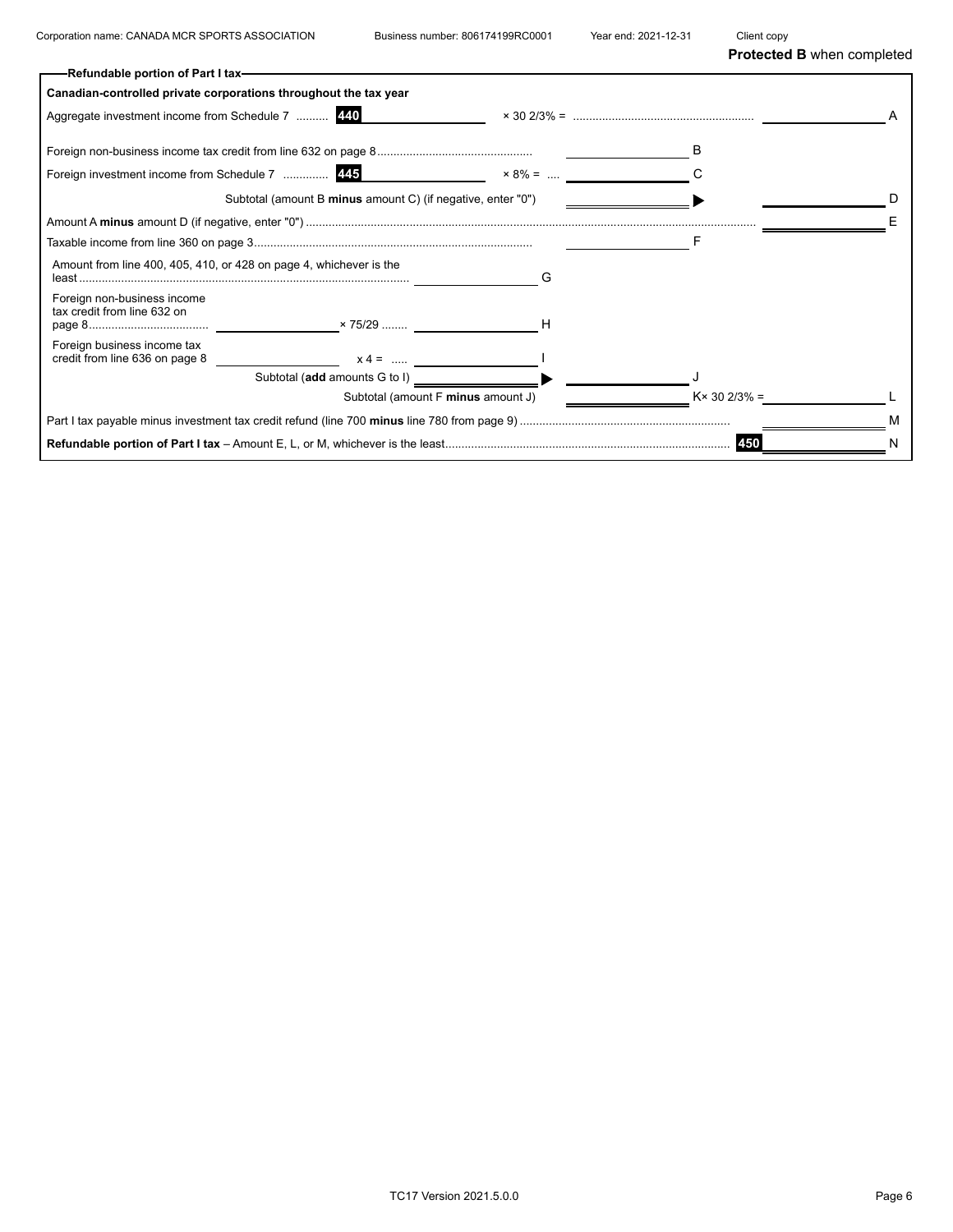Corporation name: CANADA MCR SPORTS ASSOCIATION    Business number: 806174199RC0001    Year end: 2021-12-31    Client copy

**Protected B** when completed

### Refundable portion of Part I tax

**Canadian-controlled private corporations throughout the tax year**

| Description | | | | | | |
|---|---|---|---|---|---|---|
| Aggregate investment income from Schedule 7 .......... **440** | | × 30 2/3% = ........................................................ | | | | A |
| Foreign non-business income tax credit from line 632 on page 8 ................................................ | | | | B | | |
| Foreign investment income from Schedule 7 ............. **445** | | × 8% = .... | | C | | |
| Subtotal (amount B **minus** amount C) (if negative, enter "0") | | | | ▶ | | D |
| Amount A **minus** amount D (if negative, enter "0") ............ | | | | | | E |
| Taxable income from line 360 on page 3 ...................................................................................... | | | | F | | |
| Amount from line 400, 405, 410, or 428 on page 4, whichever is the least ...................................... | | G | | | | |
| Foreign non-business income tax credit from line 632 on page 8 ..................................... | × 75/29 ........ | H | | | | |
| Foreign business income tax credit from line 636 on page 8 | x 4 = ..... | I | | | | |
| Subtotal (**add** amounts G to I) | | ▶ | | J | | |
| Subtotal (amount F **minus** amount J) | | | | K× 30 2/3% = | | L |
| Part I tax payable minus investment tax credit refund (line 700 **minus** line 780 from page 9) ............... | | | | | | M |
| **Refundable portion of Part I tax** – Amount E, L, or M, whichever is the least ............ | | | | | **450** | N |

TC17 Version 2021.5.0.0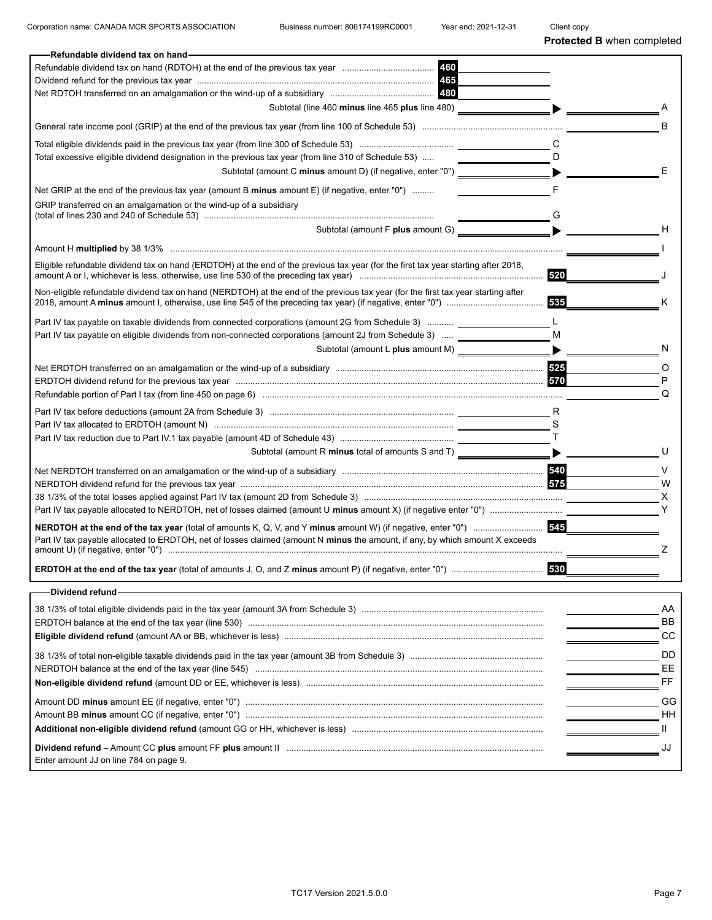Corporation name: CANADA MCR SPORTS ASSOCIATION | Business number: 806174199RC0001 | Year end: 2021-12-31 | Client copy

**Protected B** when completed

## Refundable dividend tax on hand

| Description | Line | Amount | Amount | Ref |
|---|---|---|---|---|
| Refundable dividend tax on hand (RDTOH) at the end of the previous tax year | 460 | | | |
| Dividend refund for the previous tax year | 465 | | | |
| Net RDTOH transferred on an amalgamation or the wind-up of a subsidiary | 480 | | | |
| Subtotal (line 460 **minus** line 465 **plus** line 480) | | | | A |
| General rate income pool (GRIP) at the end of the previous tax year (from line 100 of Schedule 53) | | | | B |
| Total eligible dividends paid in the previous tax year (from line 300 of Schedule 53) | | | C | |
| Total excessive eligible dividend designation in the previous tax year (from line 310 of Schedule 53) | | | D | |
| Subtotal (amount C **minus** amount D) (if negative, enter "0") | | | | E |
| Net GRIP at the end of the previous tax year (amount B **minus** amount E) (if negative, enter "0") | | | F | |
| GRIP transferred on an amalgamation or the wind-up of a subsidiary (total of lines 230 and 240 of Schedule 53) | | | G | |
| Subtotal (amount F **plus** amount G) | | | | H |
| Amount H **multiplied** by 38 1/3% | | | | I |
| Eligible refundable dividend tax on hand (ERDTOH) at the end of the previous tax year (for the first tax year starting after 2018, amount A or I, whichever is less, otherwise, use line 530 of the preceding tax year) | 520 | | | J |
| Non-eligible refundable dividend tax on hand (NERDTOH) at the end of the previous tax year (for the first tax year starting after 2018, amount A **minus** amount I, otherwise, use line 545 of the preceding tax year) (if negative, enter "0") | 535 | | | K |
| Part IV tax payable on taxable dividends from connected corporations (amount 2G from Schedule 3) | | | L | |
| Part IV tax payable on eligible dividends from non-connected corporations (amount 2J from Schedule 3) | | | M | |
| Subtotal (amount L **plus** amount M) | | | | N |
| Net ERDTOH transferred on an amalgamation or the wind-up of a subsidiary | 525 | | | O |
| ERDTOH dividend refund for the previous tax year | 570 | | | P |
| Refundable portion of Part I tax (from line 450 on page 6) | | | | Q |
| Part IV tax before deductions (amount 2A from Schedule 3) | | | R | |
| Part IV tax allocated to ERDTOH (amount N) | | | S | |
| Part IV tax reduction due to Part IV.1 tax payable (amount 4D of Schedule 43) | | | T | |
| Subtotal (amount R **minus** total of amounts S and T) | | | | U |
| Net NERDTOH transferred on an amalgamation or the wind-up of a subsidiary | 540 | | | V |
| NERDTOH dividend refund for the previous tax year | 575 | | | W |
| 38 1/3% of the total losses applied against Part IV tax (amount 2D from Schedule 3) | | | | X |
| Part IV tax payable allocated to NERDTOH, net of losses claimed (amount U **minus** amount X) (if negative enter "0") | | | | Y |
| **NERDTOH at the end of the tax year** (total of amounts K, Q, V, and Y **minus** amount W) (if negative, enter "0") | 545 | | | |
| Part IV tax payable allocated to ERDTOH, net of losses claimed (amount N **minus** the amount, if any, by which amount X exceeds amount U) (if negative, enter "0") | | | | Z |
| **ERDTOH at the end of the tax year** (total of amounts J, O, and Z **minus** amount P) (if negative, enter "0") | 530 | | | |

## Dividend refund

| Description | Amount | Ref |
|---|---|---|
| 38 1/3% of total eligible dividends paid in the tax year (amount 3A from Schedule 3) | | AA |
| ERDTOH balance at the end of the tax year (line 530) | | BB |
| **Eligible dividend refund** (amount AA or BB, whichever is less) | | CC |
| 38 1/3% of total non-eligible taxable dividends paid in the tax year (amount 3B from Schedule 3) | | DD |
| NERDTOH balance at the end of the tax year (line 545) | | EE |
| **Non-eligible dividend refund** (amount DD or EE, whichever is less) | | FF |
| Amount DD **minus** amount EE (if negative, enter "0") | | GG |
| Amount BB **minus** amount CC (if negative, enter "0") | | HH |
| **Additional non-eligible dividend refund** (amount GG or HH, whichever is less) | | II |
| **Dividend refund** – Amount CC **plus** amount FF **plus** amount II | | JJ |

Enter amount JJ on line 784 on page 9.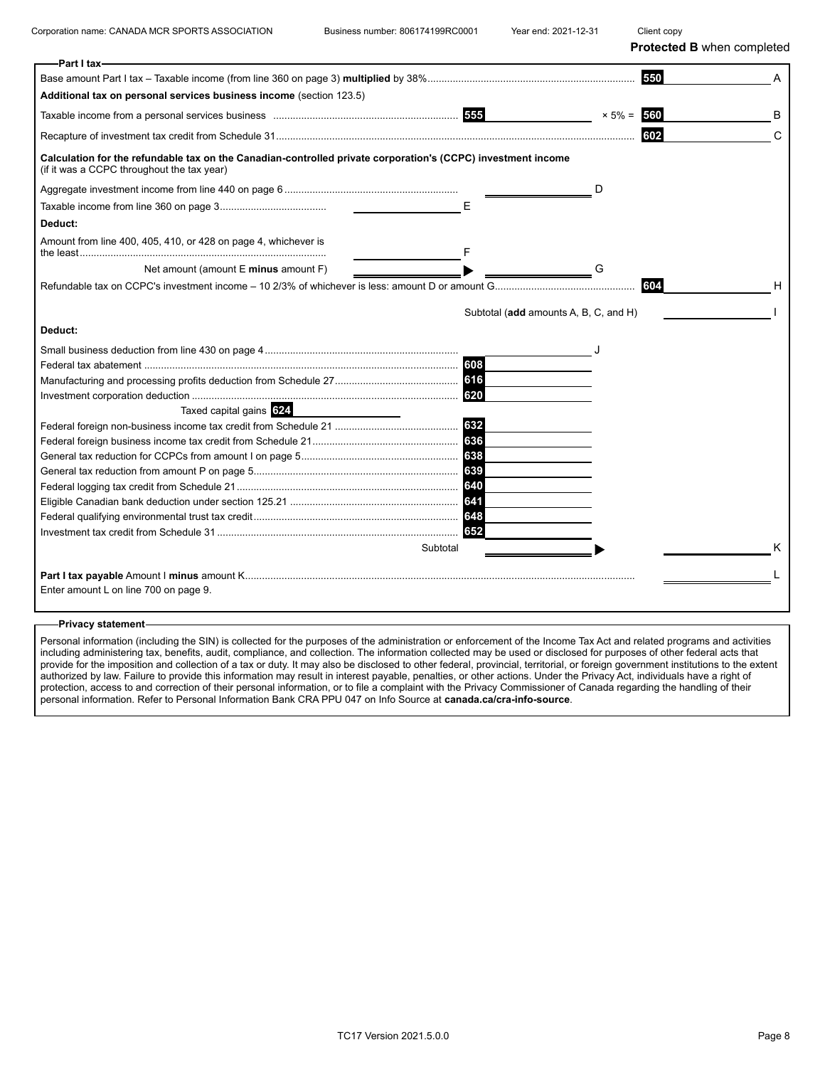Corporation name: CANADA MCR SPORTS ASSOCIATION Business number: 806174199RC0001 Year end: 2021-12-31 Client copy

**Protected B** when completed

## Part I tax

| | | | | |
|---|---|---|---|---|
| Base amount Part I tax – Taxable income (from line 360 on page 3) **multiplied** by 38% | | | 550 | A |
| **Additional tax on personal services business income** (section 123.5) | | | | |
| Taxable income from a personal services business | 555 | × 5% = | 560 | B |
| Recapture of investment tax credit from Schedule 31 | | | 602 | C |

**Calculation for the refundable tax on the Canadian-controlled private corporation's (CCPC) investment income** (if it was a CCPC throughout the tax year)

| | | | | |
|---|---|---|---|---|
| Aggregate investment income from line 440 on page 6 | | | D | |
| Taxable income from line 360 on page 3 | | E | | |
| **Deduct:** | | | | |
| Amount from line 400, 405, 410, or 428 on page 4, whichever is the least | | F | | |
| Net amount (amount E **minus** amount F) | | ▶ | G | |
| Refundable tax on CCPC's investment income – 10 2/3% of whichever is less: amount D or amount G | | | 604 | H |
| | | Subtotal (**add** amounts A, B, C, and H) | | I |

**Deduct:**

| | | | |
|---|---|---|---|
| Small business deduction from line 430 on page 4 | | J | |
| Federal tax abatement | 608 | | |
| Manufacturing and processing profits deduction from Schedule 27 | 616 | | |
| Investment corporation deduction | 620 | | |
| Taxed capital gains 624 | | | |
| Federal foreign non-business income tax credit from Schedule 21 | 632 | | |
| Federal foreign business income tax credit from Schedule 21 | 636 | | |
| General tax reduction for CCPCs from amount I on page 5 | 638 | | |
| General tax reduction from amount P on page 5 | 639 | | |
| Federal logging tax credit from Schedule 21 | 640 | | |
| Eligible Canadian bank deduction under section 125.21 | 641 | | |
| Federal qualifying environmental trust tax credit | 648 | | |
| Investment tax credit from Schedule 31 | 652 | | |
| Subtotal | | ▶ | K |

**Part I tax payable** Amount I **minus** amount K ........ L

Enter amount L on line 700 on page 9.

## Privacy statement

Personal information (including the SIN) is collected for the purposes of the administration or enforcement of the Income Tax Act and related programs and activities including administering tax, benefits, audit, compliance, and collection. The information collected may be used or disclosed for purposes of other federal acts that provide for the imposition and collection of a tax or duty. It may also be disclosed to other federal, provincial, territorial, or foreign government institutions to the extent authorized by law. Failure to provide this information may result in interest payable, penalties, or other actions. Under the Privacy Act, individuals have a right of protection, access to and correction of their personal information, or to file a complaint with the Privacy Commissioner of Canada regarding the handling of their personal information. Refer to Personal Information Bank CRA PPU 047 on Info Source at **canada.ca/cra-info-source**.

TC17 Version 2021.5.0.0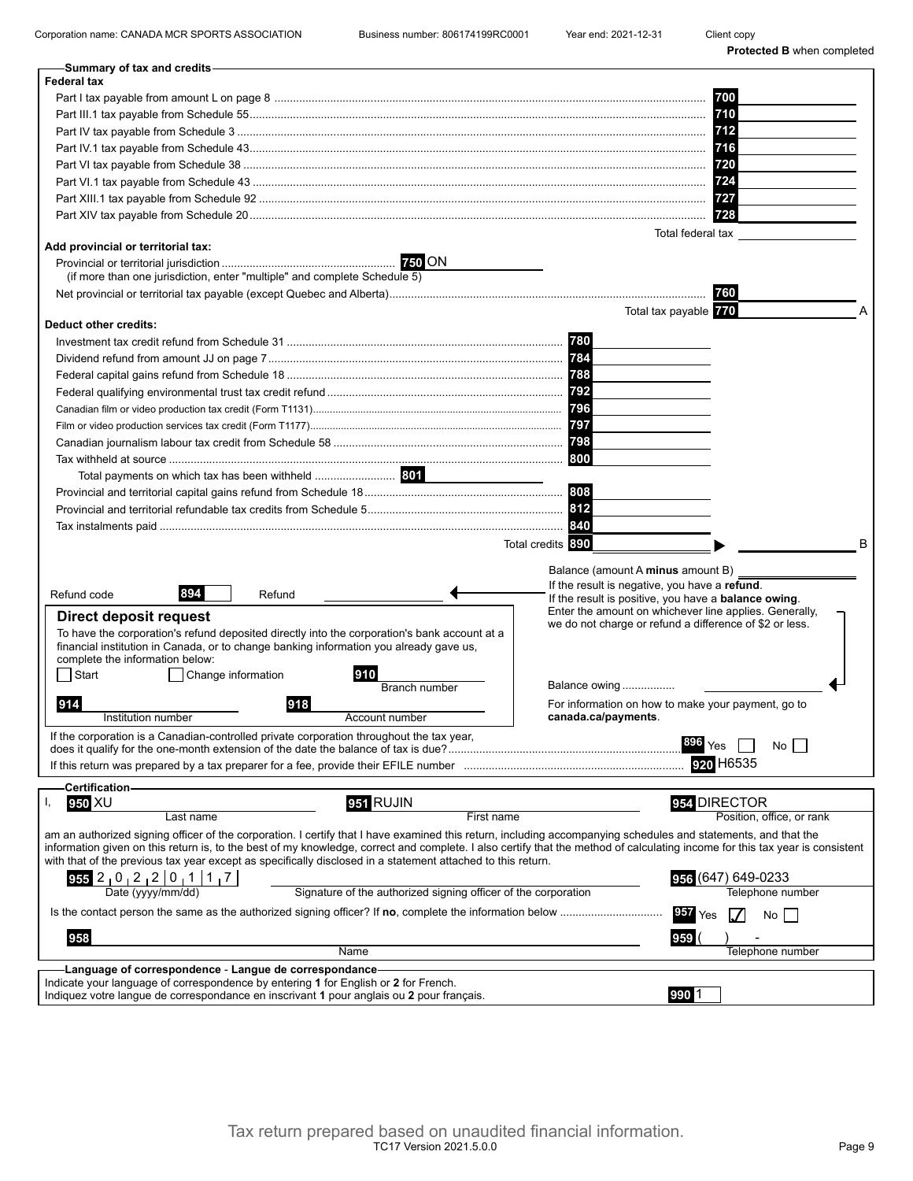Corporation name: CANADA MCR SPORTS ASSOCIATION | Business number: 806174199RC0001 | Year end: 2021-12-31 | Client copy

**Protected B** when completed

## Summary of tax and credits

### Federal tax

| | | |
|---|---|---|
| Part I tax payable from amount L on page 8 | 700 | |
| Part III.1 tax payable from Schedule 55 | 710 | |
| Part IV tax payable from Schedule 3 | 712 | |
| Part IV.1 tax payable from Schedule 43 | 716 | |
| Part VI tax payable from Schedule 38 | 720 | |
| Part VI.1 tax payable from Schedule 43 | 724 | |
| Part XIII.1 tax payable from Schedule 92 | 727 | |
| Part XIV tax payable from Schedule 20 | 728 | |
| Total federal tax | | |

### Add provincial or territorial tax:

Provincial or territorial jurisdiction 750 ON
(if more than one jurisdiction, enter "multiple" and complete Schedule 5)

| | | |
|---|---|---|
| Net provincial or territorial tax payable (except Quebec and Alberta) | 760 | |
| Total tax payable | 770 | A |

### Deduct other credits:

| | | |
|---|---|---|
| Investment tax credit refund from Schedule 31 | 780 | |
| Dividend refund from amount JJ on page 7 | 784 | |
| Federal capital gains refund from Schedule 18 | 788 | |
| Federal qualifying environmental trust tax credit refund | 792 | |
| Canadian film or video production tax credit (Form T1131) | 796 | |
| Film or video production services tax credit (Form T1177) | 797 | |
| Canadian journalism labour tax credit from Schedule 58 | 798 | |
| Tax withheld at source | 800 | |
| Total payments on which tax has been withheld 801 | | |
| Provincial and territorial capital gains refund from Schedule 18 | 808 | |
| Provincial and territorial refundable tax credits from Schedule 5 | 812 | |
| Tax instalments paid | 840 | |
| Total credits | 890 | B |

Balance (amount A **minus** amount B)

If the result is negative, you have a **refund**.
If the result is positive, you have a **balance owing**.
Enter the amount on whichever line applies. Generally, we do not charge or refund a difference of $2 or less.

Refund code 894 Refund

Balance owing

For information on how to make your payment, go to **canada.ca/payments**.

### Direct deposit request

To have the corporation's refund deposited directly into the corporation's bank account at a financial institution in Canada, or to change banking information you already gave us, complete the information below:

☐ Start ☐ Change information

910 Branch number

914 Institution number

918 Account number

If the corporation is a Canadian-controlled private corporation throughout the tax year, does it qualify for the one-month extension of the date the balance of tax is due? 896 Yes ☐ No ☐

If this return was prepared by a tax preparer for a fee, provide their EFILE number 920 H6535

## Certification

I, 950 XU (Last name) 951 RUJIN (First name) 954 DIRECTOR (Position, office, or rank)

am an authorized signing officer of the corporation. I certify that I have examined this return, including accompanying schedules and statements, and that the information given on this return is, to the best of my knowledge, correct and complete. I also certify that the method of calculating income for this tax year is consistent with that of the previous tax year except as specifically disclosed in a statement attached to this return.

955 2022/01/17 (Date (yyyy/mm/dd)) — Signature of the authorized signing officer of the corporation — 956 (647) 649-0233 (Telephone number)

Is the contact person the same as the authorized signing officer? If **no**, complete the information below 957 Yes ☑ No ☐

958 (Name) 959 ( ) - (Telephone number)

## Language of correspondence - Langue de correspondance

Indicate your language of correspondence by entering **1** for English or **2** for French.
Indiquez votre langue de correspondance en inscrivant **1** pour anglais ou **2** pour français. 990 1

Tax return prepared based on unaudited financial information.

TC17 Version 2021.5.0.0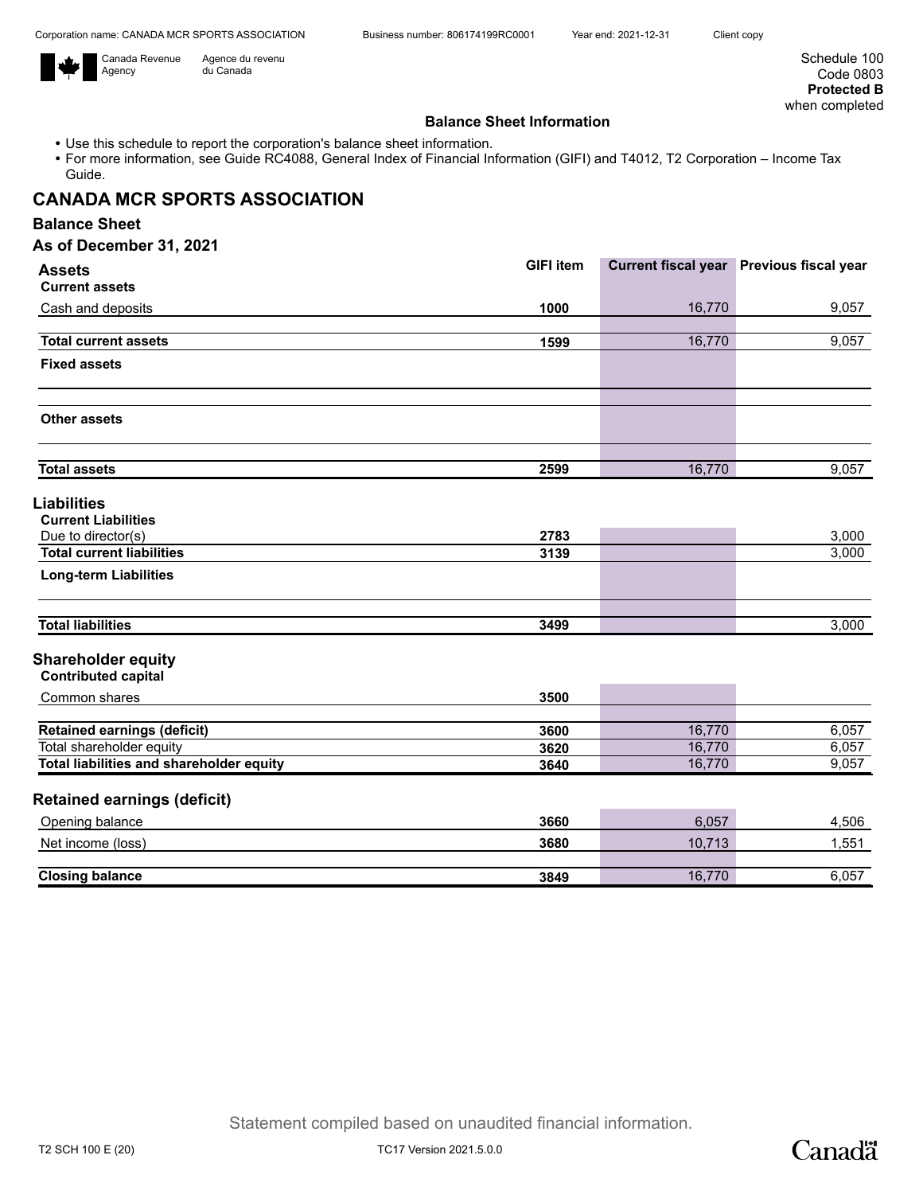Corporation name: CANADA MCR SPORTS ASSOCIATION Business number: 806174199RC0001 Year end: 2021-12-31 Client copy

Canada Revenue Agency / Agence du revenu du Canada

Schedule 100
Code 0803
**Protected B** when completed

**Balance Sheet Information**

- Use this schedule to report the corporation's balance sheet information.
- For more information, see Guide RC4088, General Index of Financial Information (GIFI) and T4012, T2 Corporation – Income Tax Guide.

## CANADA MCR SPORTS ASSOCIATION

### Balance Sheet

### As of December 31, 2021

| Assets | GIFI item | Current fiscal year | Previous fiscal year |
|---|---|---|---|
| **Current assets** | | | |
| Cash and deposits | **1000** | 16,770 | 9,057 |
| **Total current assets** | **1599** | 16,770 | 9,057 |
| **Fixed assets** | | | |
| **Other assets** | | | |
| **Total assets** | **2599** | 16,770 | 9,057 |

| Liabilities | GIFI item | Current fiscal year | Previous fiscal year |
|---|---|---|---|
| **Current Liabilities** | | | |
| Due to director(s) | **2783** | | 3,000 |
| **Total current liabilities** | **3139** | | 3,000 |
| **Long-term Liabilities** | | | |
| **Total liabilities** | **3499** | | 3,000 |

| Shareholder equity | GIFI item | Current fiscal year | Previous fiscal year |
|---|---|---|---|
| **Contributed capital** | | | |
| Common shares | **3500** | | |
| **Retained earnings (deficit)** | **3600** | 16,770 | 6,057 |
| Total shareholder equity | **3620** | 16,770 | 6,057 |
| **Total liabilities and shareholder equity** | **3640** | 16,770 | 9,057 |

| Retained earnings (deficit) | GIFI item | Current fiscal year | Previous fiscal year |
|---|---|---|---|
| Opening balance | **3660** | 6,057 | 4,506 |
| Net income (loss) | **3680** | 10,713 | 1,551 |
| **Closing balance** | **3849** | 16,770 | 6,057 |

Statement compiled based on unaudited financial information.

T2 SCH 100 E (20) TC17 Version 2021.5.0.0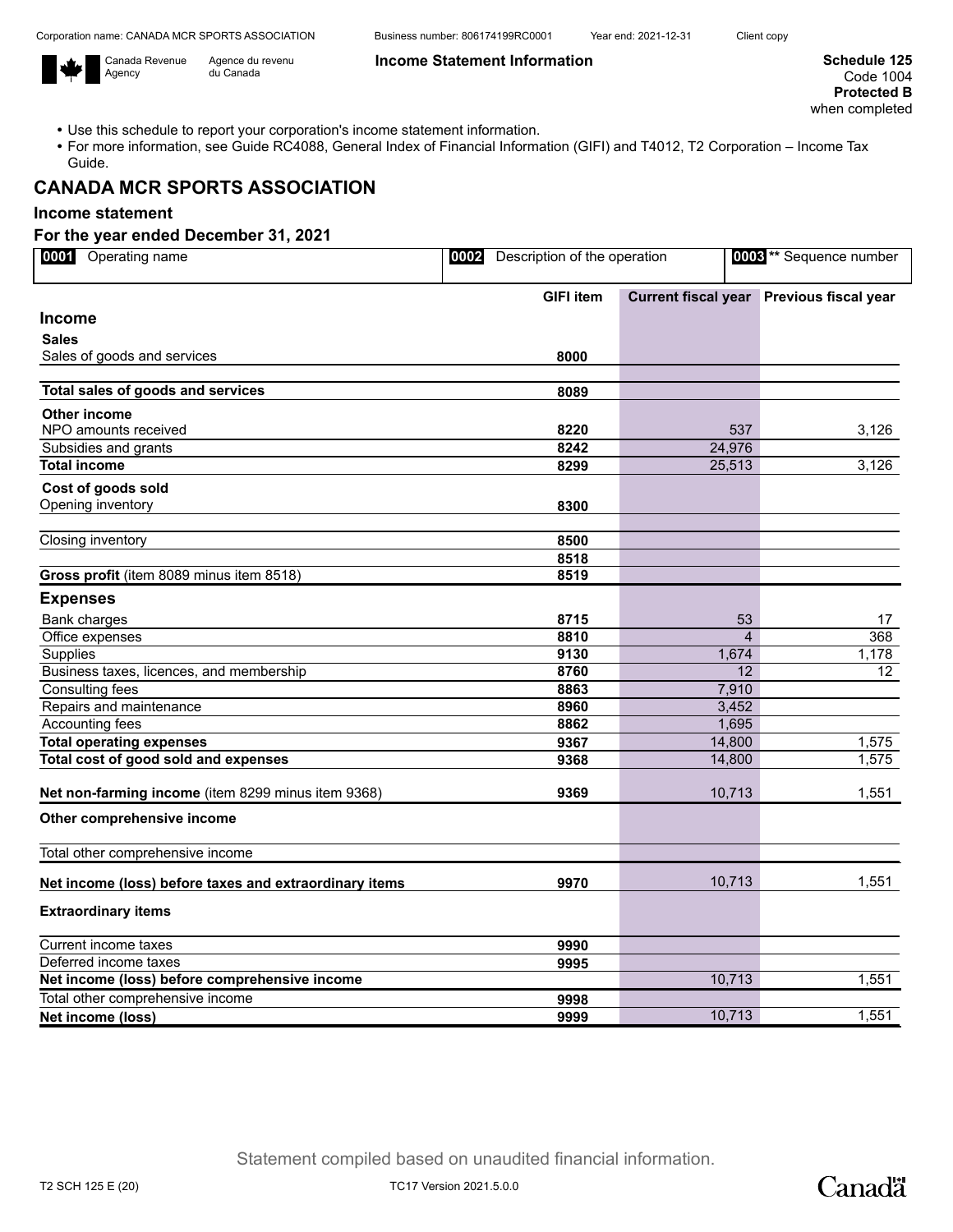Corporation name: CANADA MCR SPORTS ASSOCIATION Business number: 806174199RC0001 Year end: 2021-12-31 Client copy

Canada Revenue Agency / Agence du revenu du Canada

**Income Statement Information**

**Schedule 125**
Code 1004
**Protected B**
when completed

- Use this schedule to report your corporation's income statement information.
- For more information, see Guide RC4088, General Index of Financial Information (GIFI) and T4012, T2 Corporation – Income Tax Guide.

## CANADA MCR SPORTS ASSOCIATION

### Income statement

### For the year ended December 31, 2021

| 0001 Operating name | 0002 Description of the operation | 0003 ** Sequence number |
|---|---|---|
| | | |

| | GIFI item | Current fiscal year | Previous fiscal year |
|---|---|---|---|
| **Income** | | | |
| **Sales** | | | |
| Sales of goods and services | 8000 | | |
| | | | |
| **Total sales of goods and services** | 8089 | | |
| **Other income** | | | |
| NPO amounts received | 8220 | 537 | 3,126 |
| Subsidies and grants | 8242 | 24,976 | |
| **Total income** | 8299 | 25,513 | 3,126 |
| **Cost of goods sold** | | | |
| Opening inventory | 8300 | | |
| | | | |
| Closing inventory | 8500 | | |
| | 8518 | | |
| **Gross profit** (item 8089 minus item 8518) | 8519 | | |
| **Expenses** | | | |
| Bank charges | 8715 | 53 | 17 |
| Office expenses | 8810 | 4 | 368 |
| Supplies | 9130 | 1,674 | 1,178 |
| Business taxes, licences, and membership | 8760 | 12 | 12 |
| Consulting fees | 8863 | 7,910 | |
| Repairs and maintenance | 8960 | 3,452 | |
| Accounting fees | 8862 | 1,695 | |
| **Total operating expenses** | 9367 | 14,800 | 1,575 |
| **Total cost of good sold and expenses** | 9368 | 14,800 | 1,575 |
| **Net non-farming income** (item 8299 minus item 9368) | 9369 | 10,713 | 1,551 |
| **Other comprehensive income** | | | |
| Total other comprehensive income | | | |
| **Net income (loss) before taxes and extraordinary items** | 9970 | 10,713 | 1,551 |
| **Extraordinary items** | | | |
| Current income taxes | 9990 | | |
| Deferred income taxes | 9995 | | |
| **Net income (loss) before comprehensive income** | | 10,713 | 1,551 |
| Total other comprehensive income | 9998 | | |
| **Net income (loss)** | 9999 | 10,713 | 1,551 |

Statement compiled based on unaudited financial information.

T2 SCH 125 E (20) TC17 Version 2021.5.0.0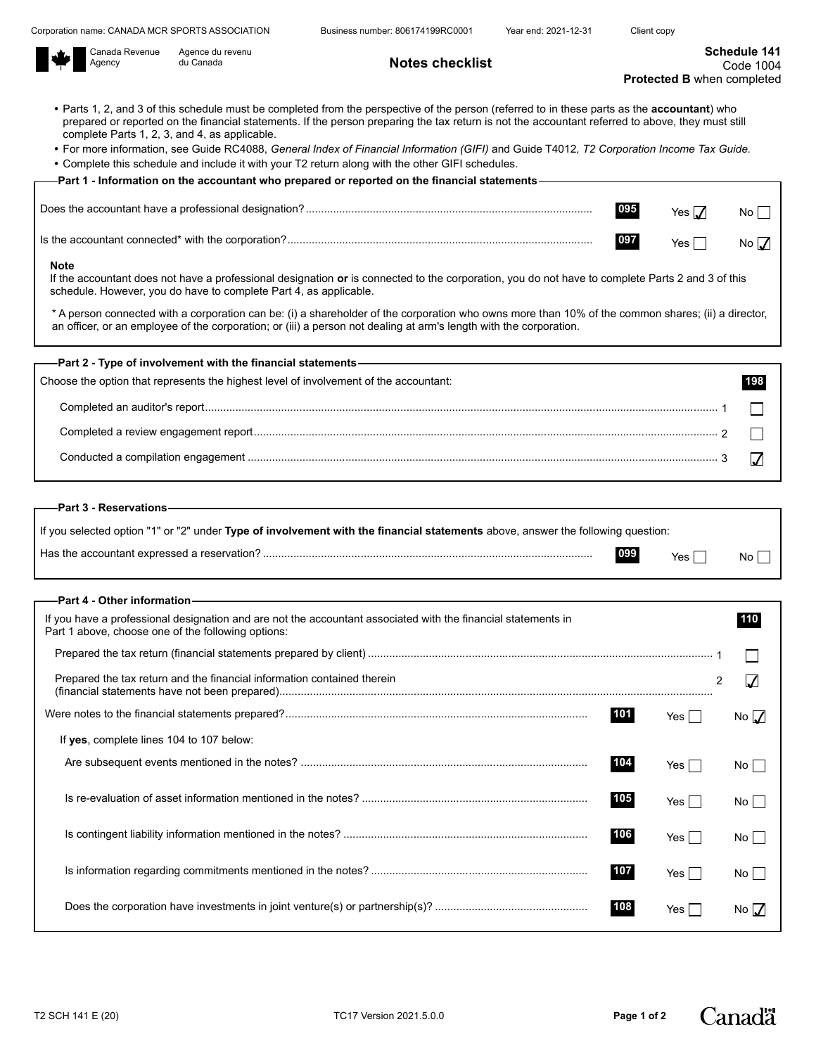Corporation name: CANADA MCR SPORTS ASSOCIATION Business number: 806174199RC0001 Year end: 2021-12-31 Client copy

Canada Revenue Agency / Agence du revenu du Canada

# Notes checklist

**Schedule 141**
Code 1004
**Protected B** when completed

- Parts 1, 2, and 3 of this schedule must be completed from the perspective of the person (referred to in these parts as the **accountant**) who prepared or reported on the financial statements. If the person preparing the tax return is not the accountant referred to above, they must still complete Parts 1, 2, 3, and 4, as applicable.
- For more information, see Guide RC4088, *General Index of Financial Information (GIFI)* and Guide T4012*, T2 Corporation Income Tax Guide.*
- Complete this schedule and include it with your T2 return along with the other GIFI schedules.

## Part 1 - Information on the accountant who prepared or reported on the financial statements

| Question | Line | Yes | No |
|---|---|---|---|
| Does the accountant have a professional designation? | 095 | ☑ | ☐ |
| Is the accountant connected* with the corporation? | 097 | ☐ | ☑ |

**Note**
If the accountant does not have a professional designation **or** is connected to the corporation, you do not have to complete Parts 2 and 3 of this schedule. However, you do have to complete Part 4, as applicable.

\* A person connected with a corporation can be: (i) a shareholder of the corporation who owns more than 10% of the common shares; (ii) a director, an officer, or an employee of the corporation; or (iii) a person not dealing at arm's length with the corporation.

## Part 2 - Type of involvement with the financial statements

Choose the option that represents the highest level of involvement of the accountant: **198**

| Option | | |
|---|---|---|
| Completed an auditor's report | 1 | ☐ |
| Completed a review engagement report | 2 | ☐ |
| Conducted a compilation engagement | 3 | ☑ |

## Part 3 - Reservations

If you selected option "1" or "2" under **Type of involvement with the financial statements** above, answer the following question:

| Question | Line | Yes | No |
|---|---|---|---|
| Has the accountant expressed a reservation? | 099 | ☐ | ☐ |

## Part 4 - Other information

If you have a professional designation and are not the accountant associated with the financial statements in Part 1 above, choose one of the following options: **110**

| Option | | |
|---|---|---|
| Prepared the tax return (financial statements prepared by client) | 1 | ☐ |
| Prepared the tax return and the financial information contained therein (financial statements have not been prepared) | 2 | ☑ |

| Question | Line | Yes | No |
|---|---|---|---|
| Were notes to the financial statements prepared? | 101 | ☐ | ☑ |
| If **yes**, complete lines 104 to 107 below: | | | |
| Are subsequent events mentioned in the notes? | 104 | ☐ | ☐ |
| Is re-evaluation of asset information mentioned in the notes? | 105 | ☐ | ☐ |
| Is contingent liability information mentioned in the notes? | 106 | ☐ | ☐ |
| Is information regarding commitments mentioned in the notes? | 107 | ☐ | ☐ |
| Does the corporation have investments in joint venture(s) or partnership(s)? | 108 | ☐ | ☑ |

T2 SCH 141 E (20) TC17 Version 2021.5.0.0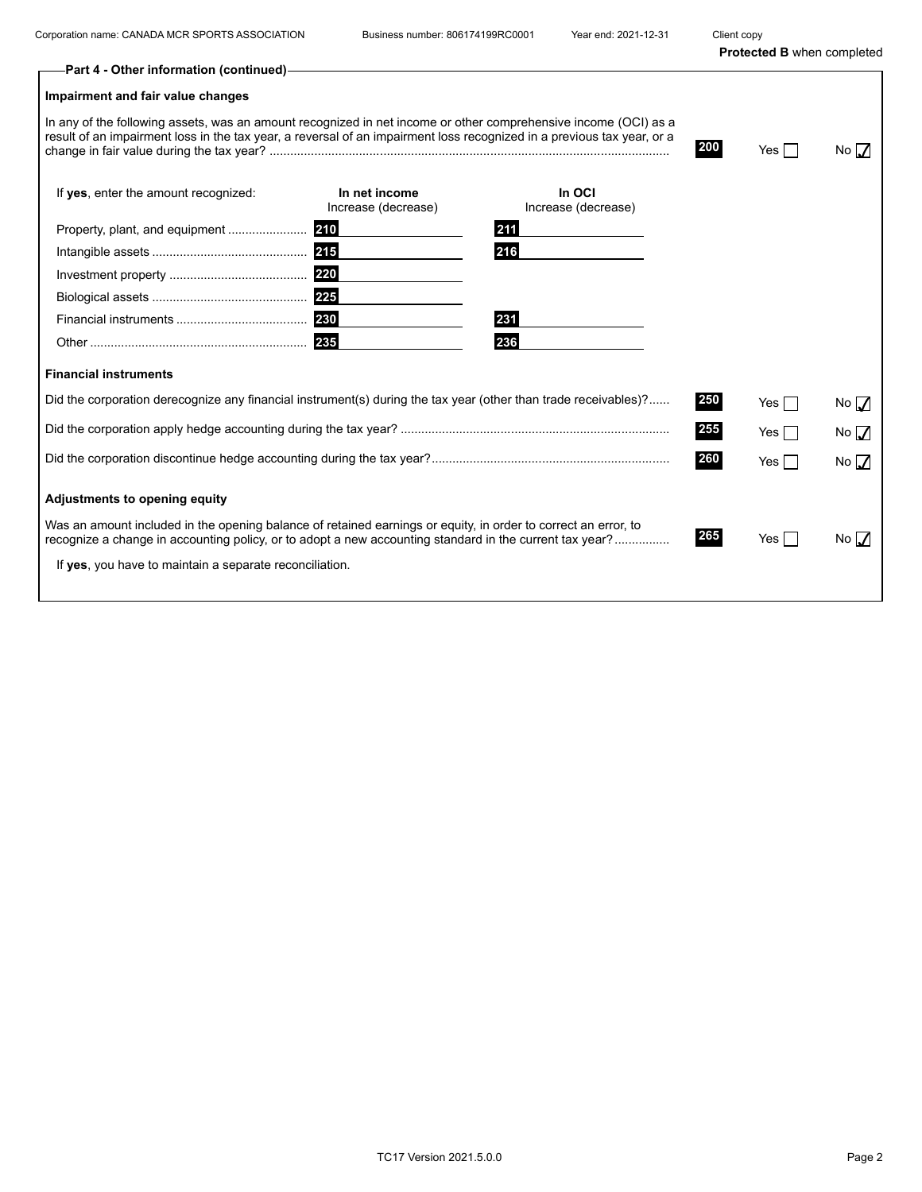Corporation name: CANADA MCR SPORTS ASSOCIATION Business number: 806174199RC0001 Year end: 2021-12-31 Client copy

**Protected B** when completed

## Part 4 - Other information (continued)

### Impairment and fair value changes

In any of the following assets, was an amount recognized in net income or other comprehensive income (OCI) as a result of an impairment loss in the tax year, a reversal of an impairment loss recognized in a previous tax year, or a change in fair value during the tax year? .......... **200** Yes ☐ No ☑

If **yes**, enter the amount recognized:

| | In net income Increase (decrease) | In OCI Increase (decrease) |
|---|---|---|
| Property, plant, and equipment | **210** | **211** |
| Intangible assets | **215** | **216** |
| Investment property | **220** | |
| Biological assets | **225** | |
| Financial instruments | **230** | **231** |
| Other | **235** | **236** |

### Financial instruments

Did the corporation derecognize any financial instrument(s) during the tax year (other than trade receivables)? .......... **250** Yes ☐ No ☑

Did the corporation apply hedge accounting during the tax year? .......... **255** Yes ☐ No ☑

Did the corporation discontinue hedge accounting during the tax year? .......... **260** Yes ☐ No ☑

### Adjustments to opening equity

Was an amount included in the opening balance of retained earnings or equity, in order to correct an error, to recognize a change in accounting policy, or to adopt a new accounting standard in the current tax year? .......... **265** Yes ☐ No ☑

If **yes**, you have to maintain a separate reconciliation.

TC17 Version 2021.5.0.0